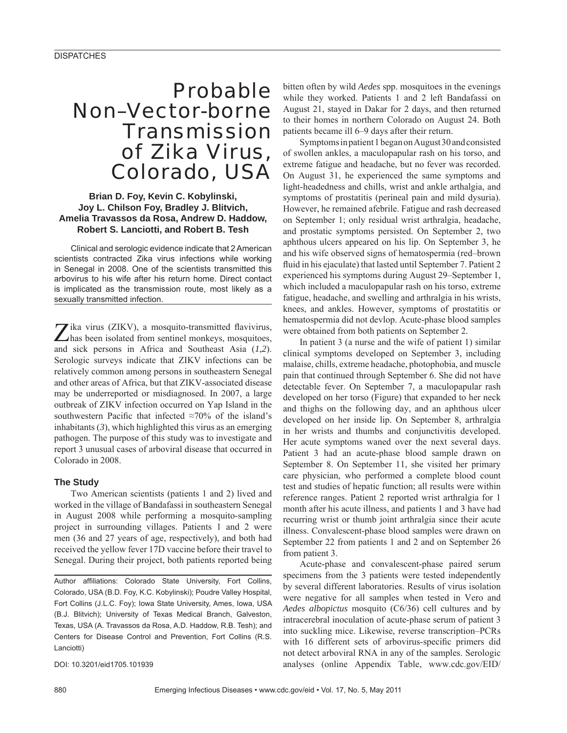DISPATCHES

# Probable Non–Vector-borne Transmission of Zika Virus, Colorado, USA

**Brian D. Foy, Kevin C. Kobylinski, Joy L. Chilson Foy, Bradley J. Blitvich, Amelia Travassos da Rosa, Andrew D. Haddow, Robert S. Lanciotti, and Robert B. Tesh**

Clinical and serologic evidence indicate that 2 American scientists contracted Zika virus infections while working in Senegal in 2008. One of the scientists transmitted this arbovirus to his wife after his return home. Direct contact is implicated as the transmission route, most likely as a sexually transmitted infection.

Zika virus (ZIKV), a mosquito-transmitted flavivirus, has been isolated from sentinel monkeys, mosquitoes, and sick persons in Africa and Southeast Asia (*1*,*2*). Serologic surveys indicate that ZIKV infections can be relatively common among persons in southeastern Senegal and other areas of Africa, but that ZIKV-associated disease may be underreported or misdiagnosed. In 2007, a large outbreak of ZIKV infection occurred on Yap Island in the southwestern Pacific that infected ≈70% of the island's inhabitants (*3*), which highlighted this virus as an emerging pathogen. The purpose of this study was to investigate and report 3 unusual cases of arboviral disease that occurred in Colorado in 2008.

## The Study

Two American scientists (patients 1 and 2) lived and worked in the village of Bandafassi in southeastern Senegal in August 2008 while performing a mosquito-sampling project in surrounding villages. Patients 1 and 2 were men (36 and 27 years of age, respectively), and both had received the yellow fever 17D vaccine before their travel to Senegal. During their project, both patients reported being bitten often by wild *Aedes* spp. mosquitoes in the evenings while they worked. Patients 1 and 2 left Bandafassi on August 21, stayed in Dakar for 2 days, and then returned to their homes in northern Colorado on August 24. Both patients became ill 6–9 days after their return.

Symptoms in patient 1 began on August 30 and consisted of swollen ankles, a maculopapular rash on his torso, and extreme fatigue and headache, but no fever was recorded. On August 31, he experienced the same symptoms and light-headedness and chills, wrist and ankle arthalgia, and symptoms of prostatitis (perineal pain and mild dysuria). However, he remained afebrile. Fatigue and rash decreased on September 1; only residual wrist arthralgia, headache, and prostatic symptoms persisted. On September 2, two aphthous ulcers appeared on his lip. On September 3, he and his wife observed signs of hematospermia (red–brown fluid in his ejaculate) that lasted until September 7. Patient 2 experienced his symptoms during August 29–September 1, which included a maculopapular rash on his torso, extreme fatigue, headache, and swelling and arthralgia in his wrists, knees, and ankles. However, symptoms of prostatitis or hematospermia did not devlop. Acute-phase blood samples were obtained from both patients on September 2.

In patient 3 (a nurse and the wife of patient 1) similar clinical symptoms developed on September 3, including malaise, chills, extreme headache, photophobia, and muscle pain that continued through September 6. She did not have detectable fever. On September 7, a maculopapular rash developed on her torso (Figure) that expanded to her neck and thighs on the following day, and an aphthous ulcer developed on her inside lip. On September 8, arthralgia in her wrists and thumbs and conjunctivitis developed. Her acute symptoms waned over the next several days. Patient 3 had an acute-phase blood sample drawn on September 8. On September 11, she visited her primary care physician, who performed a complete blood count test and studies of hepatic function; all results were within reference ranges. Patient 2 reported wrist arthralgia for 1 month after his acute illness, and patients 1 and 3 have had recurring wrist or thumb joint arthralgia since their acute illness. Convalescent-phase blood samples were drawn on September 22 from patients 1 and 2 and on September 26 from patient 3.

Acute-phase and convalescent-phase paired serum specimens from the 3 patients were tested independently by several different laboratories. Results of virus isolation were negative for all samples when tested in Vero and *Aedes albopictus* mosquito (C6/36) cell cultures and by intracerebral inoculation of acute-phase serum of patient 3 into suckling mice. Likewise, reverse transcription–PCRs with 16 different sets of arbovirus-specific primers did not detect arboviral RNA in any of the samples. Serologic analyses (online Appendix Table, www.cdc.gov/EID/

Author affiliations: Colorado State University, Fort Collins, Colorado, USA (B.D. Foy, K.C. Kobylinski); Poudre Valley Hospital, Fort Collins (J.L.C. Foy); Iowa State University, Ames, Iowa, USA (B.J. Blitvich); University of Texas Medical Branch, Galveston, Texas, USA (A. Travassos da Rosa, A.D. Haddow, R.B. Tesh); and Centers for Disease Control and Prevention, Fort Collins (R.S. Lanciotti)

DOI: 10.3201/eid1705.101939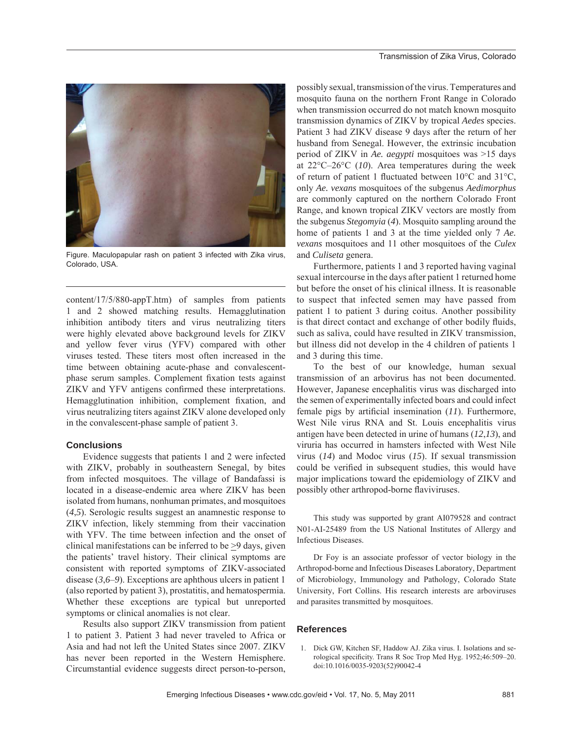Figure. Maculopapular rash on patient 3 infected with Zika virus, Colorado, USA.

content/17/5/880-appT.htm) of samples from patients 1 and 2 showed matching results. Hemagglutination inhibition antibody titers and virus neutralizing titers were highly elevated above background levels for ZIKV and yellow fever virus (YFV) compared with other viruses tested. These titers most often increased in the time between obtaining acute-phase and convalescent-phase serum samples. Complement fixation tests against ZIKV and YFV antigens confirmed these interpretations. Hemagglutination inhibition, complement fixation, and virus neutralizing titers against ZIKV alone developed only in the convalescent-phase sample of patient 3.

## Conclusions

Evidence suggests that patients 1 and 2 were infected with ZIKV, probably in southeastern Senegal, by bites from infected mosquitoes. The village of Bandafassi is located in a disease-endemic area where ZIKV has been isolated from humans, nonhuman primates, and mosquitoes (*4*,*5*). Serologic results suggest an anamnestic response to ZIKV infection, likely stemming from their vaccination with YFV. The time between infection and the onset of clinical manifestations can be inferred to be ≥9 days, given the patients' travel history. Their clinical symptoms are consistent with reported symptoms of ZIKV-associated disease (*3*,*6*–*9*). Exceptions are aphthous ulcers in patient 1 (also reported by patient 3), prostatitis, and hematospermia. Whether these exceptions are typical but unreported symptoms or clinical anomalies is not clear.

Results also support ZIKV transmission from patient 1 to patient 3. Patient 3 had never traveled to Africa or Asia and had not left the United States since 2007. ZIKV has never been reported in the Western Hemisphere. Circumstantial evidence suggests direct person-to-person, possibly sexual, transmission of the virus. Temperatures and mosquito fauna on the northern Front Range in Colorado when transmission occurred do not match known mosquito transmission dynamics of ZIKV by tropical *Aedes* species. Patient 3 had ZIKV disease 9 days after the return of her husband from Senegal. However, the extrinsic incubation period of ZIKV in *Ae. aegypti* mosquitoes was >15 days at 22°C–26°C (*10*). Area temperatures during the week of return of patient 1 fluctuated between 10°C and 31°C, only *Ae. vexans* mosquitoes of the subgenus *Aedimorphus* are commonly captured on the northern Colorado Front Range, and known tropical ZIKV vectors are mostly from the subgenus *Stegomyia* (*4*). Mosquito sampling around the home of patients 1 and 3 at the time yielded only 7 *Ae. vexans* mosquitoes and 11 other mosquitoes of the *Culex* and *Culiseta* genera.

Furthermore, patients 1 and 3 reported having vaginal sexual intercourse in the days after patient 1 returned home but before the onset of his clinical illness. It is reasonable to suspect that infected semen may have passed from patient 1 to patient 3 during coitus. Another possibility is that direct contact and exchange of other bodily fluids, such as saliva, could have resulted in ZIKV transmission, but illness did not develop in the 4 children of patients 1 and 3 during this time.

To the best of our knowledge, human sexual transmission of an arbovirus has not been documented. However, Japanese encephalitis virus was discharged into the semen of experimentally infected boars and could infect female pigs by artificial insemination (*11*). Furthermore, West Nile virus RNA and St. Louis encephalitis virus antigen have been detected in urine of humans (*12*,*13*), and viruria has occurred in hamsters infected with West Nile virus (*14*) and Modoc virus (*15*). If sexual transmission could be verified in subsequent studies, this would have major implications toward the epidemiology of ZIKV and possibly other arthropod-borne flaviviruses.

This study was supported by grant AI079528 and contract N01-AI-25489 from the US National Institutes of Allergy and Infectious Diseases.

Dr Foy is an associate professor of vector biology in the Arthropod-borne and Infectious Diseases Laboratory, Department of Microbiology, Immunology and Pathology, Colorado State University, Fort Collins. His research interests are arboviruses and parasites transmitted by mosquitoes.

## References

1. Dick GW, Kitchen SF, Haddow AJ. Zika virus. I. Isolations and serological specificity. Trans R Soc Trop Med Hyg. 1952;46:509–20. doi:10.1016/0035-9203(52)90042-4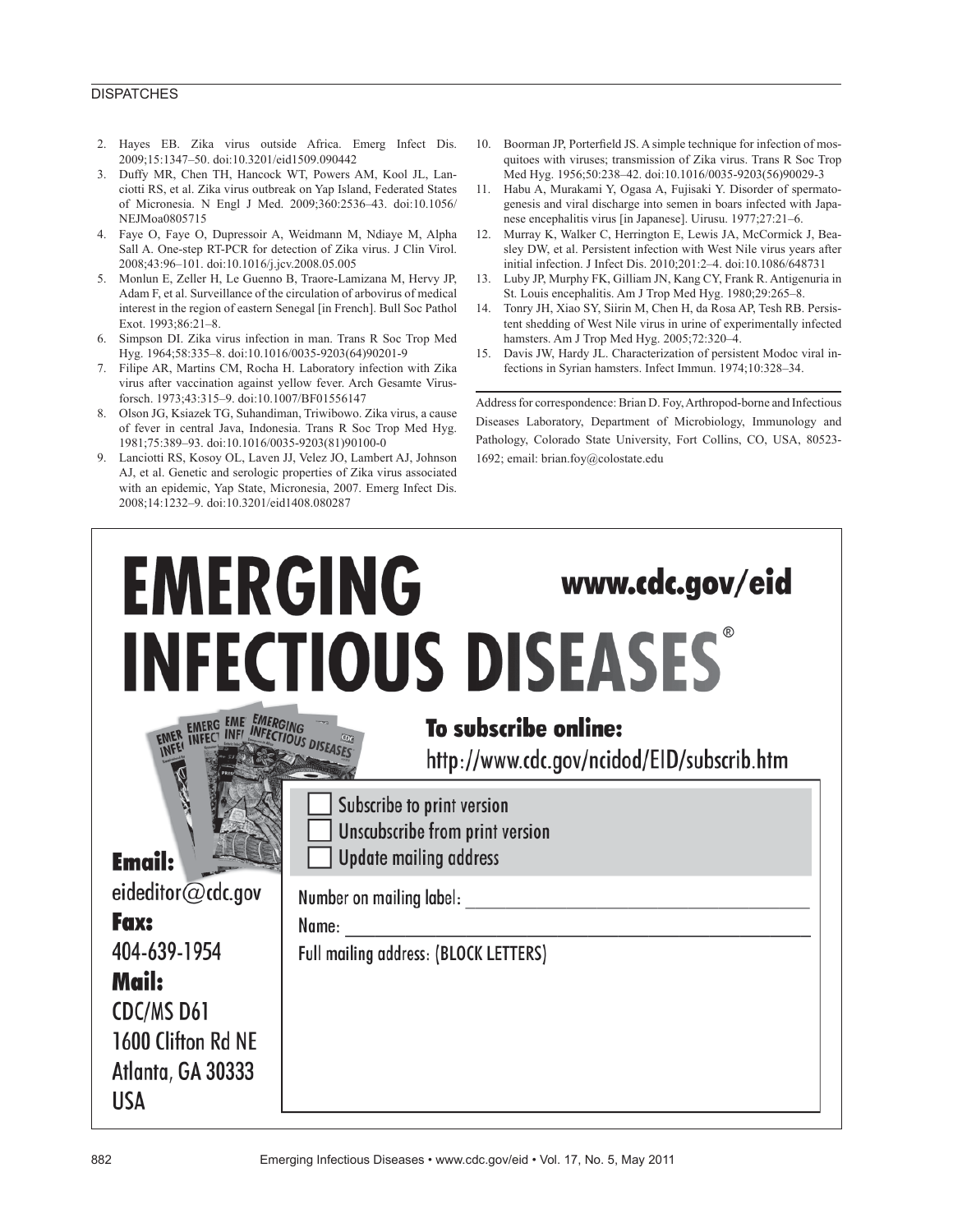2. Hayes EB. Zika virus outside Africa. Emerg Infect Dis. 2009;15:1347–50. doi:10.3201/eid1509.090442
3. Duffy MR, Chen TH, Hancock WT, Powers AM, Kool JL, Lanciotti RS, et al. Zika virus outbreak on Yap Island, Federated States of Micronesia. N Engl J Med. 2009;360:2536–43. doi:10.1056/NEJMoa0805715
4. Faye O, Faye O, Dupressoir A, Weidmann M, Ndiaye M, Alpha Sall A. One-step RT-PCR for detection of Zika virus. J Clin Virol. 2008;43:96–101. doi:10.1016/j.jcv.2008.05.005
5. Monlun E, Zeller H, Le Guenno B, Traore-Lamizana M, Hervy JP, Adam F, et al. Surveillance of the circulation of arbovirus of medical interest in the region of eastern Senegal [in French]. Bull Soc Pathol Exot. 1993;86:21–8.
6. Simpson DI. Zika virus infection in man. Trans R Soc Trop Med Hyg. 1964;58:335–8. doi:10.1016/0035-9203(64)90201-9
7. Filipe AR, Martins CM, Rocha H. Laboratory infection with Zika virus after vaccination against yellow fever. Arch Gesamte Virusforsch. 1973;43:315–9. doi:10.1007/BF01556147
8. Olson JG, Ksiazek TG, Suhandiman, Triwibowo. Zika virus, a cause of fever in central Java, Indonesia. Trans R Soc Trop Med Hyg. 1981;75:389–93. doi:10.1016/0035-9203(81)90100-0
9. Lanciotti RS, Kosoy OL, Laven JJ, Velez JO, Lambert AJ, Johnson AJ, et al. Genetic and serologic properties of Zika virus associated with an epidemic, Yap State, Micronesia, 2007. Emerg Infect Dis. 2008;14:1232–9. doi:10.3201/eid1408.080287
10. Boorman JP, Porterfield JS. A simple technique for infection of mosquitoes with viruses; transmission of Zika virus. Trans R Soc Trop Med Hyg. 1956;50:238–42. doi:10.1016/0035-9203(56)90029-3
11. Habu A, Murakami Y, Ogasa A, Fujisaki Y. Disorder of spermatogenesis and viral discharge into semen in boars infected with Japanese encephalitis virus [in Japanese]. Uirusu. 1977;27:21–6.
12. Murray K, Walker C, Herrington E, Lewis JA, McCormick J, Beasley DW, et al. Persistent infection with West Nile virus years after initial infection. J Infect Dis. 2010;201:2–4. doi:10.1086/648731
13. Luby JP, Murphy FK, Gilliam JN, Kang CY, Frank R. Antigenuria in St. Louis encephalitis. Am J Trop Med Hyg. 1980;29:265–8.
14. Tonry JH, Xiao SY, Siirin M, Chen H, da Rosa AP, Tesh RB. Persistent shedding of West Nile virus in urine of experimentally infected hamsters. Am J Trop Med Hyg. 2005;72:320–4.
15. Davis JW, Hardy JL. Characterization of persistent Modoc viral infections in Syrian hamsters. Infect Immun. 1974;10:328–34.

Address for correspondence: Brian D. Foy, Arthropod-borne and Infectious Diseases Laboratory, Department of Microbiology, Immunology and Pathology, Colorado State University, Fort Collins, CO, USA, 80523-1692; email: brian.foy@colostate.edu

# EMERGING INFECTIOUS DISEASES®

**www.cdc.gov/eid**

**To subscribe online:**
http://www.cdc.gov/ncidod/EID/subscrib.htm

- ☐ Subscribe to print version
- ☐ Unscubscribe from print version
- ☐ Update mailing address

Number on mailing label: ____________________

Name: ____________________

Full mailing address: (BLOCK LETTERS)

**Email:**
eideditor@cdc.gov

**Fax:**
404-639-1954

**Mail:**
CDC/MS D61
1600 Clifton Rd NE
Atlanta, GA 30333
USA